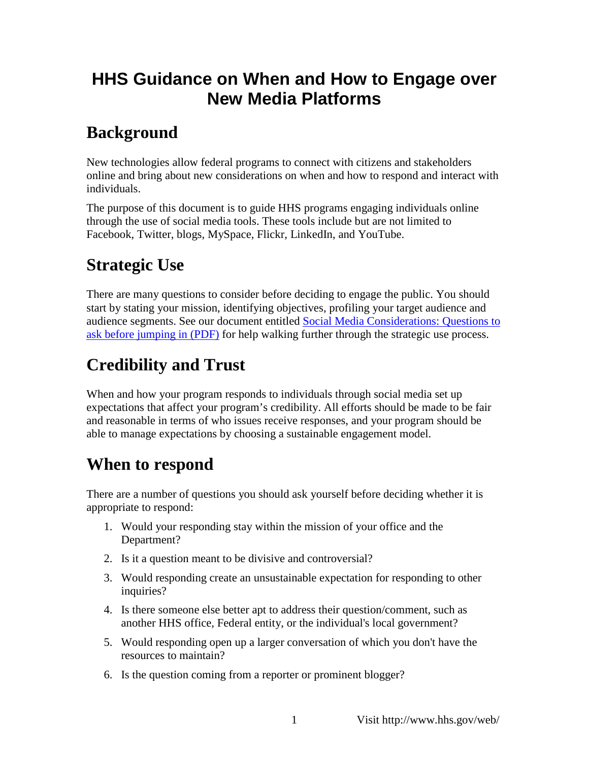# HHS Guidance on When and How to Engage over New Media Platforms

## Background

New technologies allow federal programs to connect with citizens and stakeholders online and bring about new considerations on when and how to respond and interact with individuals.

The purpose of this document is to guide HHS programs engaging individuals online through the use of social media tools. These tools include but are not limited to Facebook, Twitter, blogs, MySpace, Flickr, LinkedIn, and YouTube.

## Strategic Use

There are many questions to consider before deciding to engage the public. You should start by stating your mission, identifying objectives, profiling your target audience and audience segments. See our document entitled [Social Media Considerations: Questions to ask before jumping in (PDF)]() for help walking further through the strategic use process.

## Credibility and Trust

When and how your program responds to individuals through social media set up expectations that affect your program's credibility. All efforts should be made to be fair and reasonable in terms of who issues receive responses, and your program should be able to manage expectations by choosing a sustainable engagement model.

## When to respond

There are a number of questions you should ask yourself before deciding whether it is appropriate to respond:

1. Would your responding stay within the mission of your office and the Department?
2. Is it a question meant to be divisive and controversial?
3. Would responding create an unsustainable expectation for responding to other inquiries?
4. Is there someone else better apt to address their question/comment, such as another HHS office, Federal entity, or the individual's local government?
5. Would responding open up a larger conversation of which you don't have the resources to maintain?
6. Is the question coming from a reporter or prominent blogger?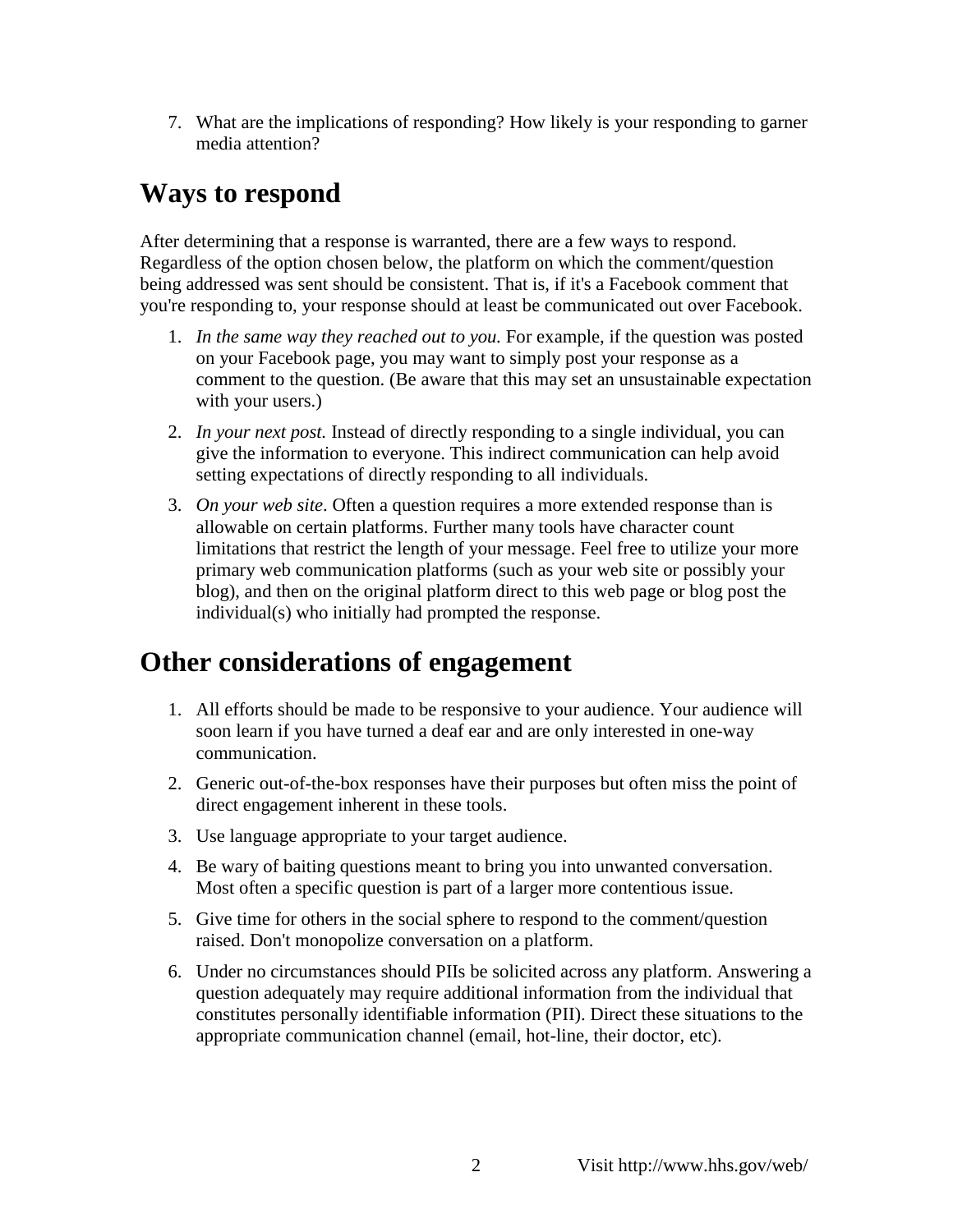7. What are the implications of responding? How likely is your responding to garner media attention?

## Ways to respond

After determining that a response is warranted, there are a few ways to respond. Regardless of the option chosen below, the platform on which the comment/question being addressed was sent should be consistent. That is, if it's a Facebook comment that you're responding to, your response should at least be communicated out over Facebook.

1. *In the same way they reached out to you.* For example, if the question was posted on your Facebook page, you may want to simply post your response as a comment to the question. (Be aware that this may set an unsustainable expectation with your users.)
2. *In your next post.* Instead of directly responding to a single individual, you can give the information to everyone. This indirect communication can help avoid setting expectations of directly responding to all individuals.
3. *On your web site*. Often a question requires a more extended response than is allowable on certain platforms. Further many tools have character count limitations that restrict the length of your message. Feel free to utilize your more primary web communication platforms (such as your web site or possibly your blog), and then on the original platform direct to this web page or blog post the individual(s) who initially had prompted the response.

## Other considerations of engagement

1. All efforts should be made to be responsive to your audience. Your audience will soon learn if you have turned a deaf ear and are only interested in one-way communication.
2. Generic out-of-the-box responses have their purposes but often miss the point of direct engagement inherent in these tools.
3. Use language appropriate to your target audience.
4. Be wary of baiting questions meant to bring you into unwanted conversation. Most often a specific question is part of a larger more contentious issue.
5. Give time for others in the social sphere to respond to the comment/question raised. Don't monopolize conversation on a platform.
6. Under no circumstances should PIIs be solicited across any platform. Answering a question adequately may require additional information from the individual that constitutes personally identifiable information (PII). Direct these situations to the appropriate communication channel (email, hot-line, their doctor, etc).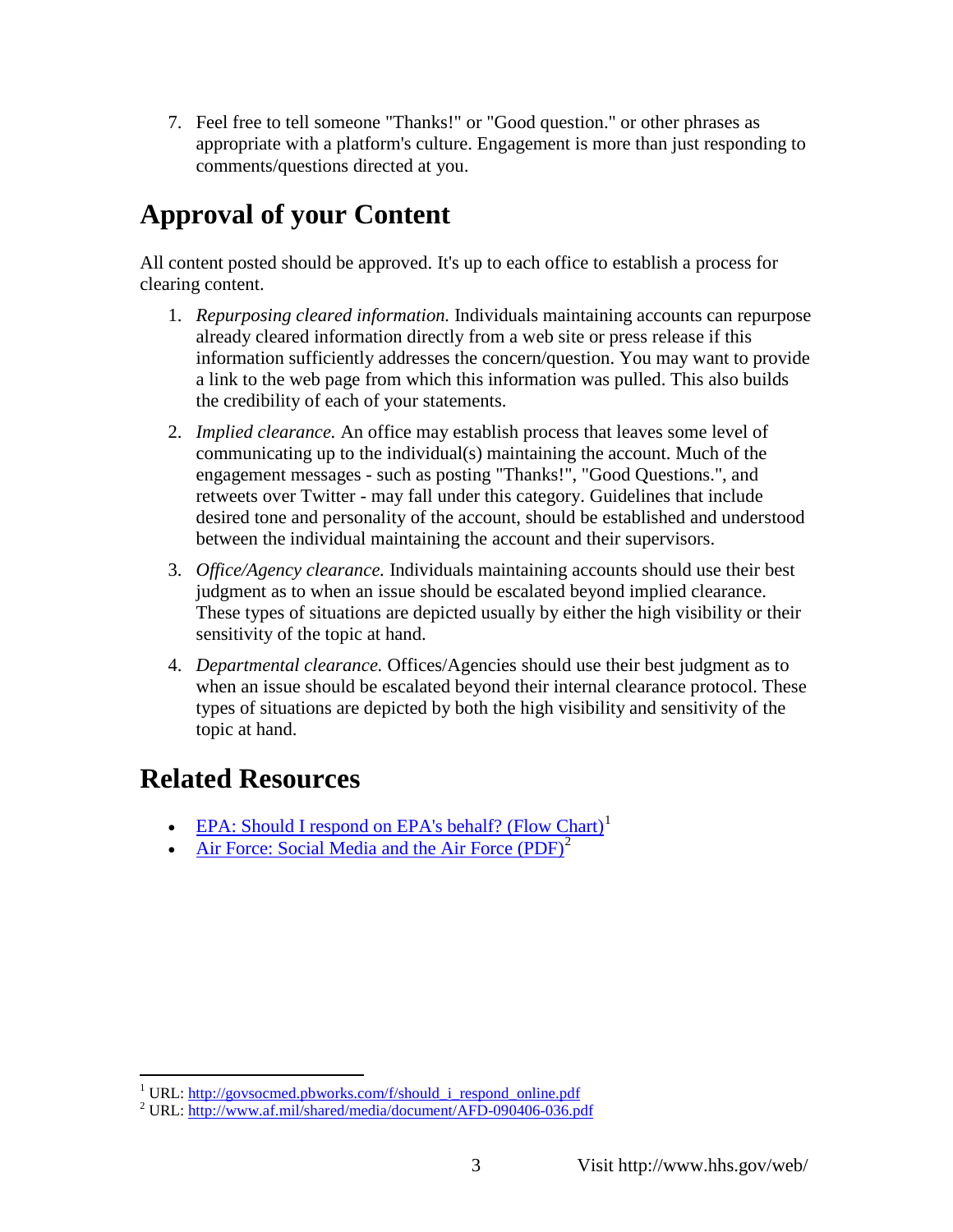7. Feel free to tell someone "Thanks!" or "Good question." or other phrases as appropriate with a platform's culture. Engagement is more than just responding to comments/questions directed at you.

## Approval of your Content

All content posted should be approved. It's up to each office to establish a process for clearing content.

1. *Repurposing cleared information.* Individuals maintaining accounts can repurpose already cleared information directly from a web site or press release if this information sufficiently addresses the concern/question. You may want to provide a link to the web page from which this information was pulled. This also builds the credibility of each of your statements.
2. *Implied clearance.* An office may establish process that leaves some level of communicating up to the individual(s) maintaining the account. Much of the engagement messages - such as posting "Thanks!", "Good Questions.", and retweets over Twitter - may fall under this category. Guidelines that include desired tone and personality of the account, should be established and understood between the individual maintaining the account and their supervisors.
3. *Office/Agency clearance.* Individuals maintaining accounts should use their best judgment as to when an issue should be escalated beyond implied clearance. These types of situations are depicted usually by either the high visibility or their sensitivity of the topic at hand.
4. *Departmental clearance.* Offices/Agencies should use their best judgment as to when an issue should be escalated beyond their internal clearance protocol. These types of situations are depicted by both the high visibility and sensitivity of the topic at hand.

## Related Resources

- [EPA: Should I respond on EPA's behalf? (Flow Chart)](http://govsocmed.pbworks.com/f/should_i_respond_online.pdf)[1]
- [Air Force: Social Media and the Air Force (PDF)](http://www.af.mil/shared/media/document/AFD-090406-036.pdf)[2]

[1] URL: http://govsocmed.pbworks.com/f/should_i_respond_online.pdf
[2] URL: http://www.af.mil/shared/media/document/AFD-090406-036.pdf